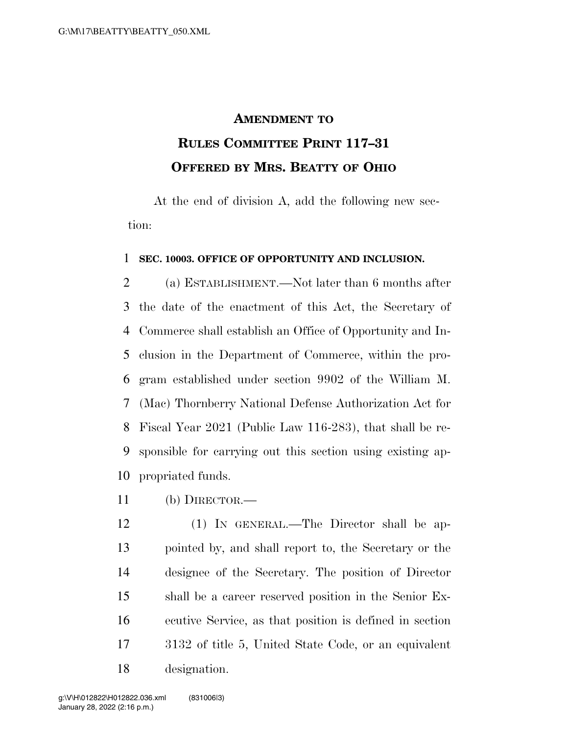# AMENDMENT TO RULES COMMITTEE PRINT 117–31 OFFERED BY MRS. BEATTY OF OHIO

At the end of division A, add the following new section:

**SEC. 10003. OFFICE OF OPPORTUNITY AND INCLUSION.**

(a) ESTABLISHMENT.—Not later than 6 months after the date of the enactment of this Act, the Secretary of Commerce shall establish an Office of Opportunity and Inclusion in the Department of Commerce, within the program established under section 9902 of the William M. (Mac) Thornberry National Defense Authorization Act for Fiscal Year 2021 (Public Law 116-283), that shall be responsible for carrying out this section using existing appropriated funds.

(b) DIRECTOR.—

(1) IN GENERAL.—The Director shall be appointed by, and shall report to, the Secretary or the designee of the Secretary. The position of Director shall be a career reserved position in the Senior Executive Service, as that position is defined in section 3132 of title 5, United State Code, or an equivalent designation.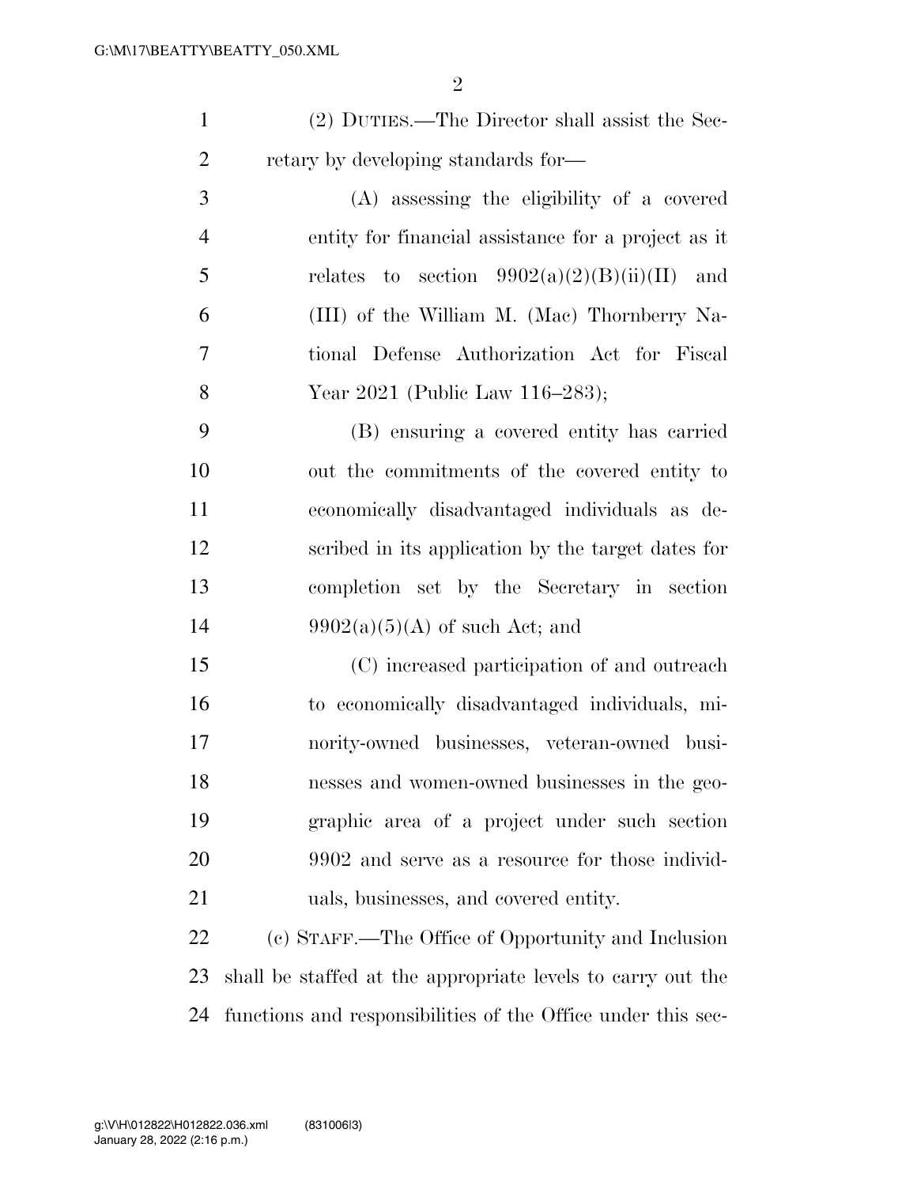(2) DUTIES.—The Director shall assist the Secretary by developing standards for—

(A) assessing the eligibility of a covered entity for financial assistance for a project as it relates to section 9902(a)(2)(B)(ii)(II) and (III) of the William M. (Mac) Thornberry National Defense Authorization Act for Fiscal Year 2021 (Public Law 116–283);

(B) ensuring a covered entity has carried out the commitments of the covered entity to economically disadvantaged individuals as described in its application by the target dates for completion set by the Secretary in section 9902(a)(5)(A) of such Act; and

(C) increased participation of and outreach to economically disadvantaged individuals, minority-owned businesses, veteran-owned businesses and women-owned businesses in the geographic area of a project under such section 9902 and serve as a resource for those individuals, businesses, and covered entity.

(c) STAFF.—The Office of Opportunity and Inclusion shall be staffed at the appropriate levels to carry out the functions and responsibilities of the Office under this sec-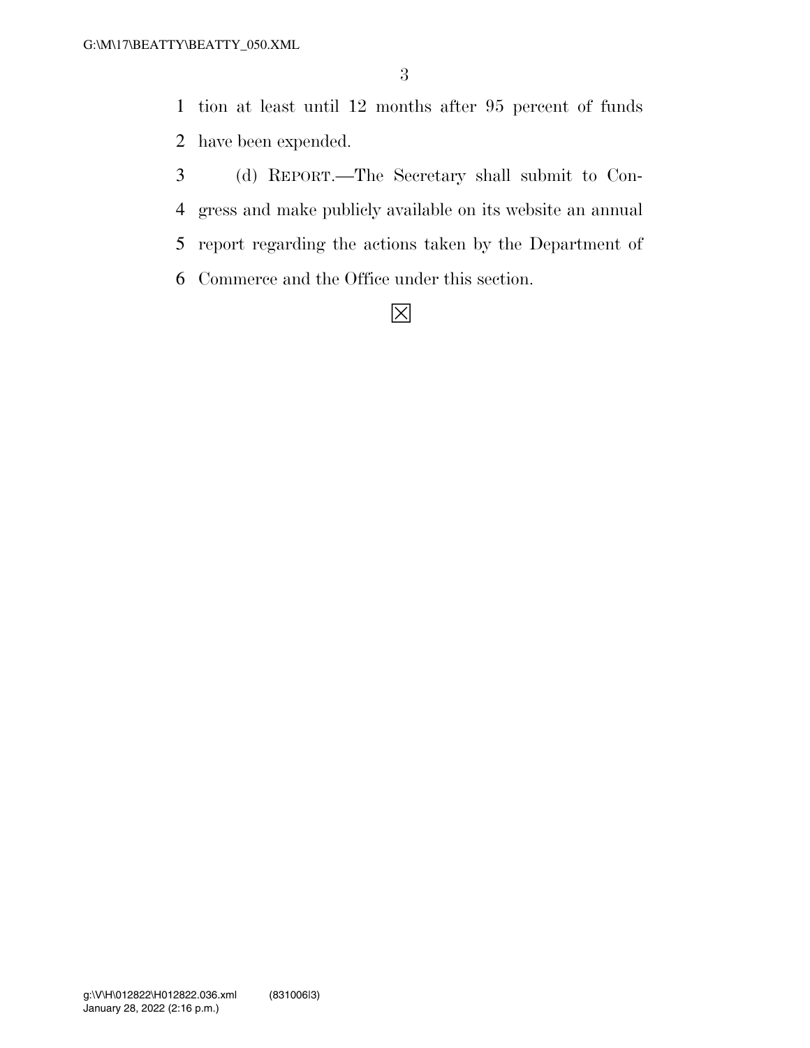tion at least until 12 months after 95 percent of funds have been expended.

(d) REPORT.—The Secretary shall submit to Congress and make publicly available on its website an annual report regarding the actions taken by the Department of Commerce and the Office under this section.